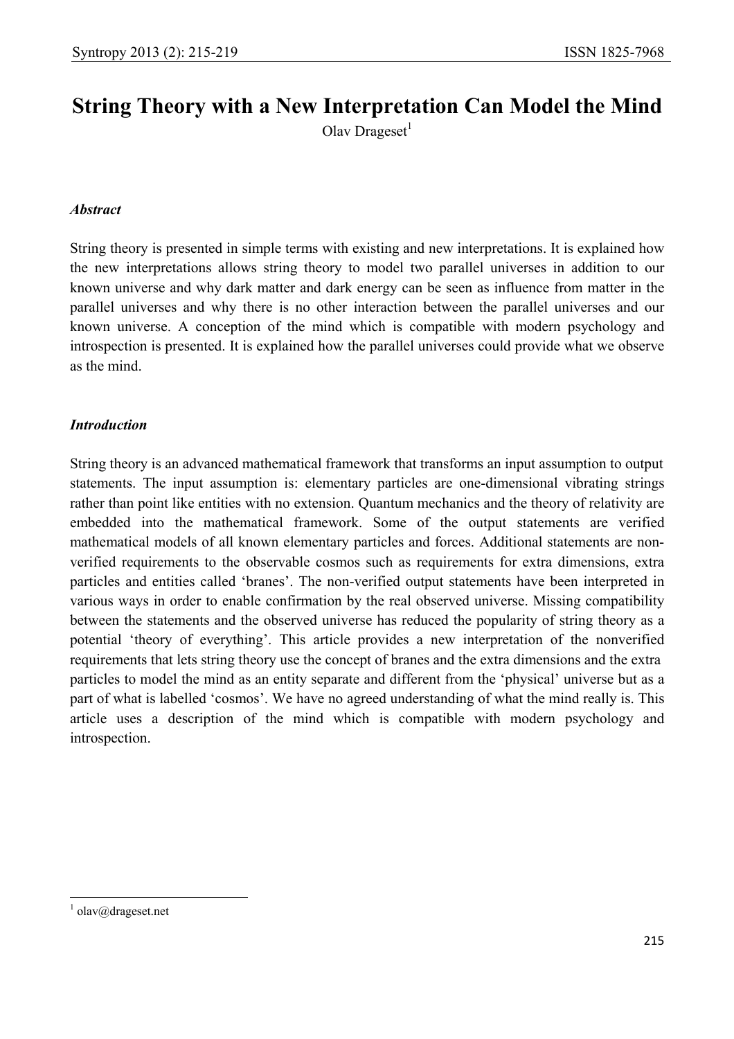# String Theory with a New Interpretation Can Model the Mind

Olav Drageset[1]

### *Abstract*

String theory is presented in simple terms with existing and new interpretations. It is explained how the new interpretations allows string theory to model two parallel universes in addition to our known universe and why dark matter and dark energy can be seen as influence from matter in the parallel universes and why there is no other interaction between the parallel universes and our known universe. A conception of the mind which is compatible with modern psychology and introspection is presented. It is explained how the parallel universes could provide what we observe as the mind.

### *Introduction*

String theory is an advanced mathematical framework that transforms an input assumption to output statements. The input assumption is: elementary particles are one-dimensional vibrating strings rather than point like entities with no extension. Quantum mechanics and the theory of relativity are embedded into the mathematical framework. Some of the output statements are verified mathematical models of all known elementary particles and forces. Additional statements are non-verified requirements to the observable cosmos such as requirements for extra dimensions, extra particles and entities called 'branes'. The non-verified output statements have been interpreted in various ways in order to enable confirmation by the real observed universe. Missing compatibility between the statements and the observed universe has reduced the popularity of string theory as a potential 'theory of everything'. This article provides a new interpretation of the nonverified requirements that lets string theory use the concept of branes and the extra dimensions and the extra particles to model the mind as an entity separate and different from the 'physical' universe but as a part of what is labelled 'cosmos'. We have no agreed understanding of what the mind really is. This article uses a description of the mind which is compatible with modern psychology and introspection.

[1] olav@drageset.net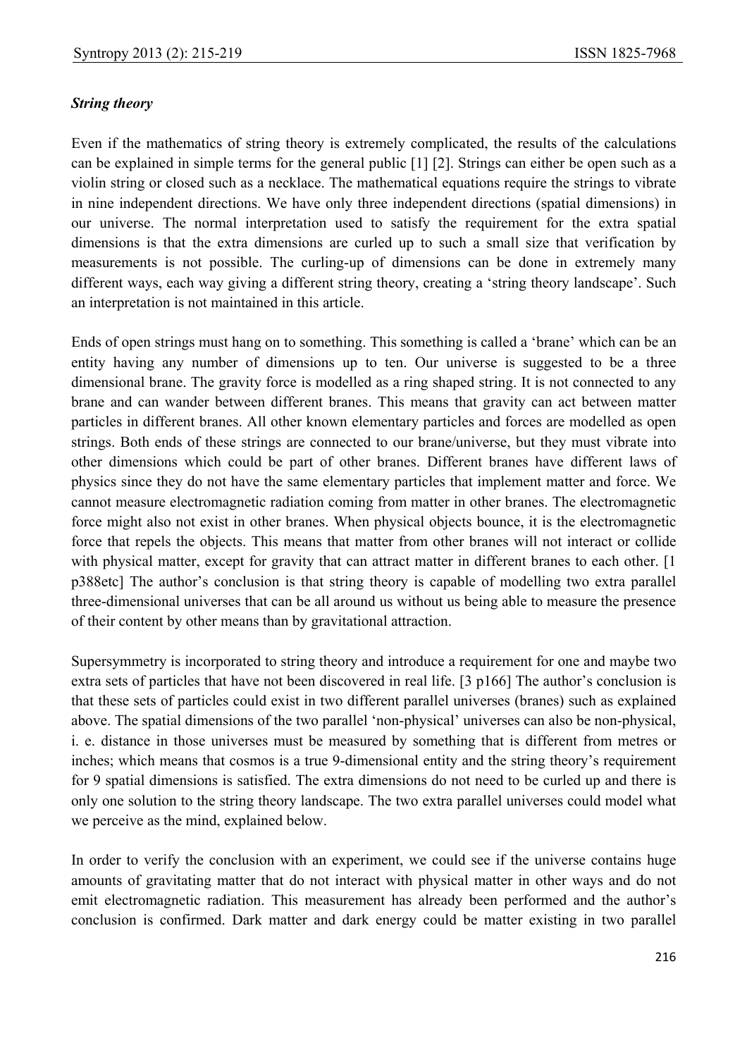### *String theory*

Even if the mathematics of string theory is extremely complicated, the results of the calculations can be explained in simple terms for the general public [1] [2]. Strings can either be open such as a violin string or closed such as a necklace. The mathematical equations require the strings to vibrate in nine independent directions. We have only three independent directions (spatial dimensions) in our universe. The normal interpretation used to satisfy the requirement for the extra spatial dimensions is that the extra dimensions are curled up to such a small size that verification by measurements is not possible. The curling-up of dimensions can be done in extremely many different ways, each way giving a different string theory, creating a 'string theory landscape'. Such an interpretation is not maintained in this article.

Ends of open strings must hang on to something. This something is called a 'brane' which can be an entity having any number of dimensions up to ten. Our universe is suggested to be a three dimensional brane. The gravity force is modelled as a ring shaped string. It is not connected to any brane and can wander between different branes. This means that gravity can act between matter particles in different branes. All other known elementary particles and forces are modelled as open strings. Both ends of these strings are connected to our brane/universe, but they must vibrate into other dimensions which could be part of other branes. Different branes have different laws of physics since they do not have the same elementary particles that implement matter and force. We cannot measure electromagnetic radiation coming from matter in other branes. The electromagnetic force might also not exist in other branes. When physical objects bounce, it is the electromagnetic force that repels the objects. This means that matter from other branes will not interact or collide with physical matter, except for gravity that can attract matter in different branes to each other. [1 p388etc] The author's conclusion is that string theory is capable of modelling two extra parallel three-dimensional universes that can be all around us without us being able to measure the presence of their content by other means than by gravitational attraction.

Supersymmetry is incorporated to string theory and introduce a requirement for one and maybe two extra sets of particles that have not been discovered in real life. [3 p166] The author's conclusion is that these sets of particles could exist in two different parallel universes (branes) such as explained above. The spatial dimensions of the two parallel 'non-physical' universes can also be non-physical, i. e. distance in those universes must be measured by something that is different from metres or inches; which means that cosmos is a true 9-dimensional entity and the string theory's requirement for 9 spatial dimensions is satisfied. The extra dimensions do not need to be curled up and there is only one solution to the string theory landscape. The two extra parallel universes could model what we perceive as the mind, explained below.

In order to verify the conclusion with an experiment, we could see if the universe contains huge amounts of gravitating matter that do not interact with physical matter in other ways and do not emit electromagnetic radiation. This measurement has already been performed and the author's conclusion is confirmed. Dark matter and dark energy could be matter existing in two parallel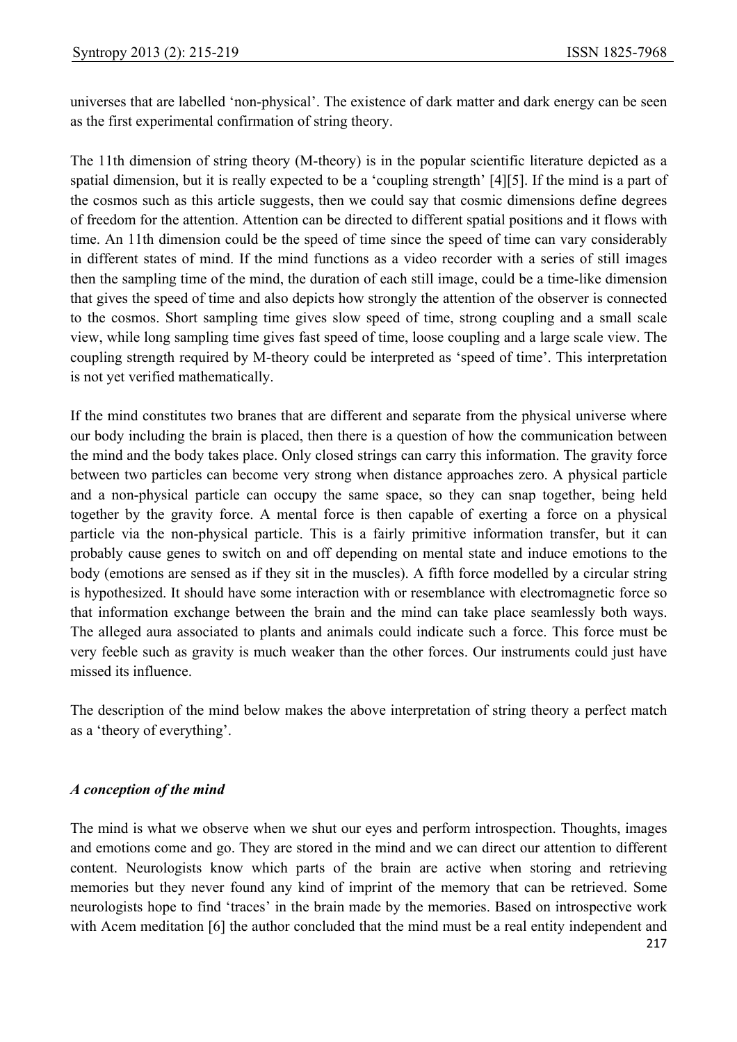universes that are labelled 'non-physical'. The existence of dark matter and dark energy can be seen as the first experimental confirmation of string theory.

The 11th dimension of string theory (M-theory) is in the popular scientific literature depicted as a spatial dimension, but it is really expected to be a 'coupling strength' [4][5]. If the mind is a part of the cosmos such as this article suggests, then we could say that cosmic dimensions define degrees of freedom for the attention. Attention can be directed to different spatial positions and it flows with time. An 11th dimension could be the speed of time since the speed of time can vary considerably in different states of mind. If the mind functions as a video recorder with a series of still images then the sampling time of the mind, the duration of each still image, could be a time-like dimension that gives the speed of time and also depicts how strongly the attention of the observer is connected to the cosmos. Short sampling time gives slow speed of time, strong coupling and a small scale view, while long sampling time gives fast speed of time, loose coupling and a large scale view. The coupling strength required by M-theory could be interpreted as 'speed of time'. This interpretation is not yet verified mathematically.

If the mind constitutes two branes that are different and separate from the physical universe where our body including the brain is placed, then there is a question of how the communication between the mind and the body takes place. Only closed strings can carry this information. The gravity force between two particles can become very strong when distance approaches zero. A physical particle and a non-physical particle can occupy the same space, so they can snap together, being held together by the gravity force. A mental force is then capable of exerting a force on a physical particle via the non-physical particle. This is a fairly primitive information transfer, but it can probably cause genes to switch on and off depending on mental state and induce emotions to the body (emotions are sensed as if they sit in the muscles). A fifth force modelled by a circular string is hypothesized. It should have some interaction with or resemblance with electromagnetic force so that information exchange between the brain and the mind can take place seamlessly both ways. The alleged aura associated to plants and animals could indicate such a force. This force must be very feeble such as gravity is much weaker than the other forces. Our instruments could just have missed its influence.

The description of the mind below makes the above interpretation of string theory a perfect match as a 'theory of everything'.

### *A conception of the mind*

The mind is what we observe when we shut our eyes and perform introspection. Thoughts, images and emotions come and go. They are stored in the mind and we can direct our attention to different content. Neurologists know which parts of the brain are active when storing and retrieving memories but they never found any kind of imprint of the memory that can be retrieved. Some neurologists hope to find 'traces' in the brain made by the memories. Based on introspective work with Acem meditation [6] the author concluded that the mind must be a real entity independent and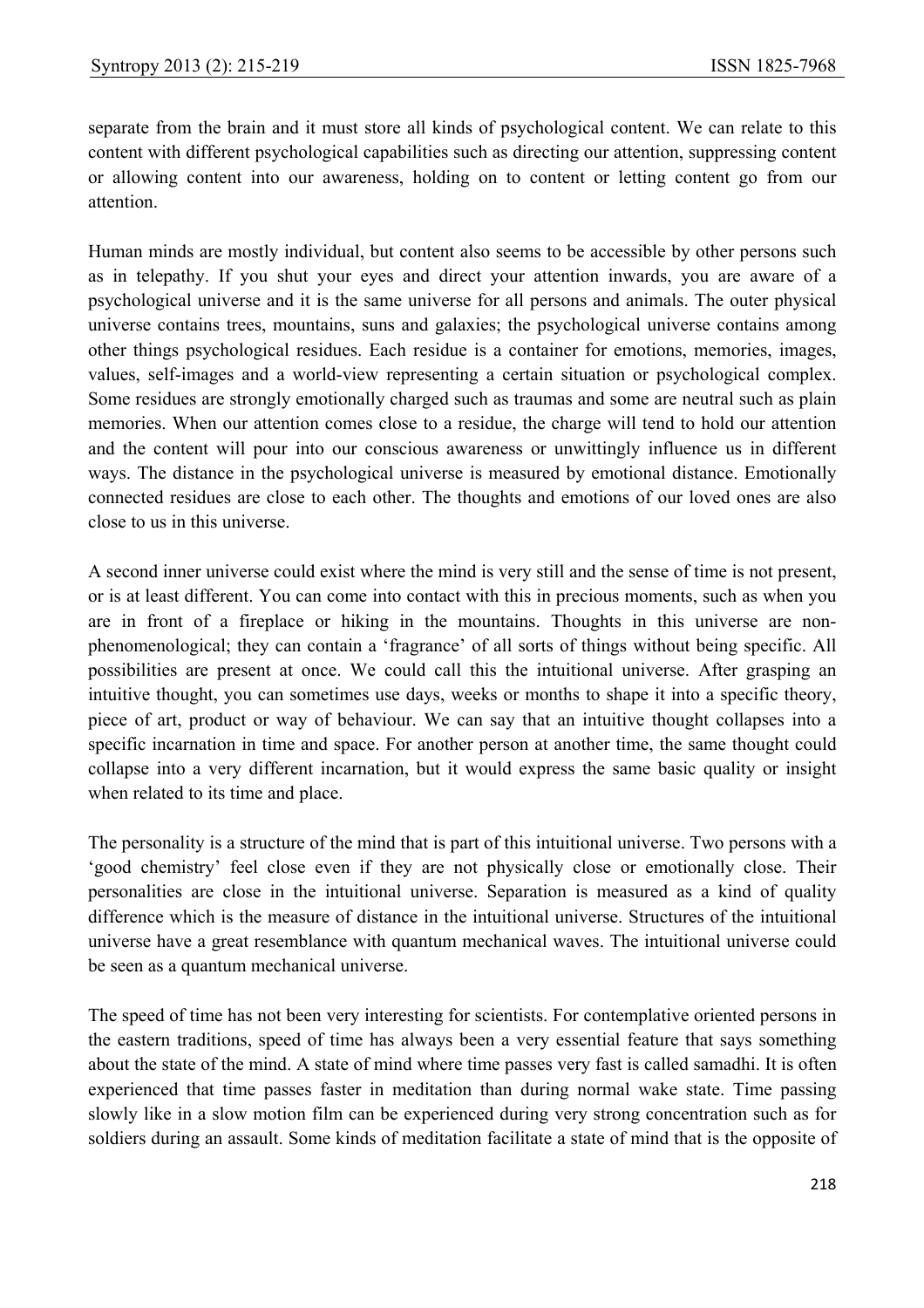separate from the brain and it must store all kinds of psychological content. We can relate to this content with different psychological capabilities such as directing our attention, suppressing content or allowing content into our awareness, holding on to content or letting content go from our attention.

Human minds are mostly individual, but content also seems to be accessible by other persons such as in telepathy. If you shut your eyes and direct your attention inwards, you are aware of a psychological universe and it is the same universe for all persons and animals. The outer physical universe contains trees, mountains, suns and galaxies; the psychological universe contains among other things psychological residues. Each residue is a container for emotions, memories, images, values, self-images and a world-view representing a certain situation or psychological complex. Some residues are strongly emotionally charged such as traumas and some are neutral such as plain memories. When our attention comes close to a residue, the charge will tend to hold our attention and the content will pour into our conscious awareness or unwittingly influence us in different ways. The distance in the psychological universe is measured by emotional distance. Emotionally connected residues are close to each other. The thoughts and emotions of our loved ones are also close to us in this universe.

A second inner universe could exist where the mind is very still and the sense of time is not present, or is at least different. You can come into contact with this in precious moments, such as when you are in front of a fireplace or hiking in the mountains. Thoughts in this universe are non-phenomenological; they can contain a 'fragrance' of all sorts of things without being specific. All possibilities are present at once. We could call this the intuitional universe. After grasping an intuitive thought, you can sometimes use days, weeks or months to shape it into a specific theory, piece of art, product or way of behaviour. We can say that an intuitive thought collapses into a specific incarnation in time and space. For another person at another time, the same thought could collapse into a very different incarnation, but it would express the same basic quality or insight when related to its time and place.

The personality is a structure of the mind that is part of this intuitional universe. Two persons with a 'good chemistry' feel close even if they are not physically close or emotionally close. Their personalities are close in the intuitional universe. Separation is measured as a kind of quality difference which is the measure of distance in the intuitional universe. Structures of the intuitional universe have a great resemblance with quantum mechanical waves. The intuitional universe could be seen as a quantum mechanical universe.

The speed of time has not been very interesting for scientists. For contemplative oriented persons in the eastern traditions, speed of time has always been a very essential feature that says something about the state of the mind. A state of mind where time passes very fast is called samadhi. It is often experienced that time passes faster in meditation than during normal wake state. Time passing slowly like in a slow motion film can be experienced during very strong concentration such as for soldiers during an assault. Some kinds of meditation facilitate a state of mind that is the opposite of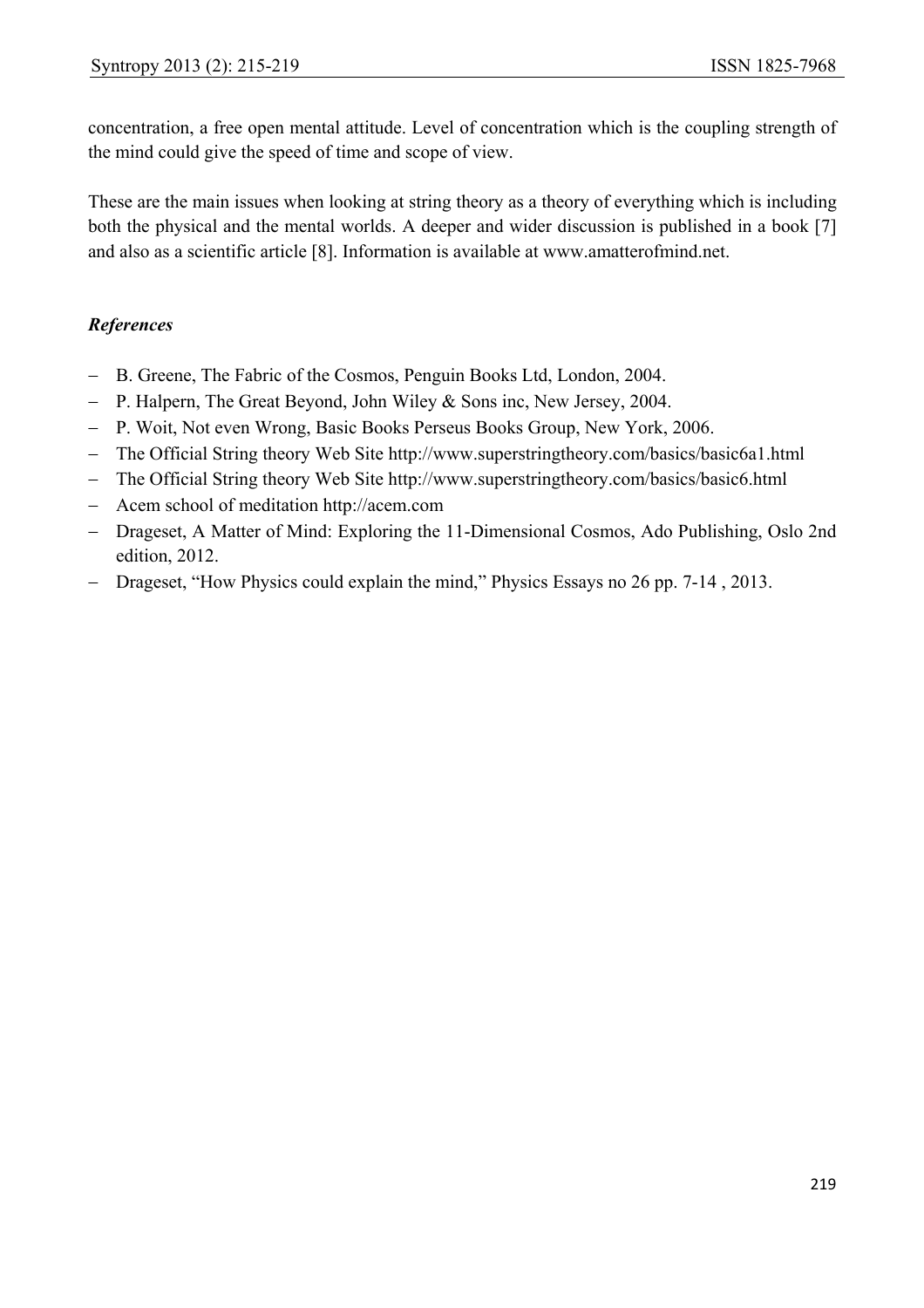concentration, a free open mental attitude. Level of concentration which is the coupling strength of the mind could give the speed of time and scope of view.

These are the main issues when looking at string theory as a theory of everything which is including both the physical and the mental worlds. A deeper and wider discussion is published in a book [7] and also as a scientific article [8]. Information is available at www.amatterofmind.net.

### *References*

- B. Greene, The Fabric of the Cosmos, Penguin Books Ltd, London, 2004.
- P. Halpern, The Great Beyond, John Wiley & Sons inc, New Jersey, 2004.
- P. Woit, Not even Wrong, Basic Books Perseus Books Group, New York, 2006.
- The Official String theory Web Site http://www.superstringtheory.com/basics/basic6a1.html
- The Official String theory Web Site http://www.superstringtheory.com/basics/basic6.html
- Acem school of meditation http://acem.com
- Drageset, A Matter of Mind: Exploring the 11-Dimensional Cosmos, Ado Publishing, Oslo 2nd edition, 2012.
- Drageset, "How Physics could explain the mind," Physics Essays no 26 pp. 7-14 , 2013.